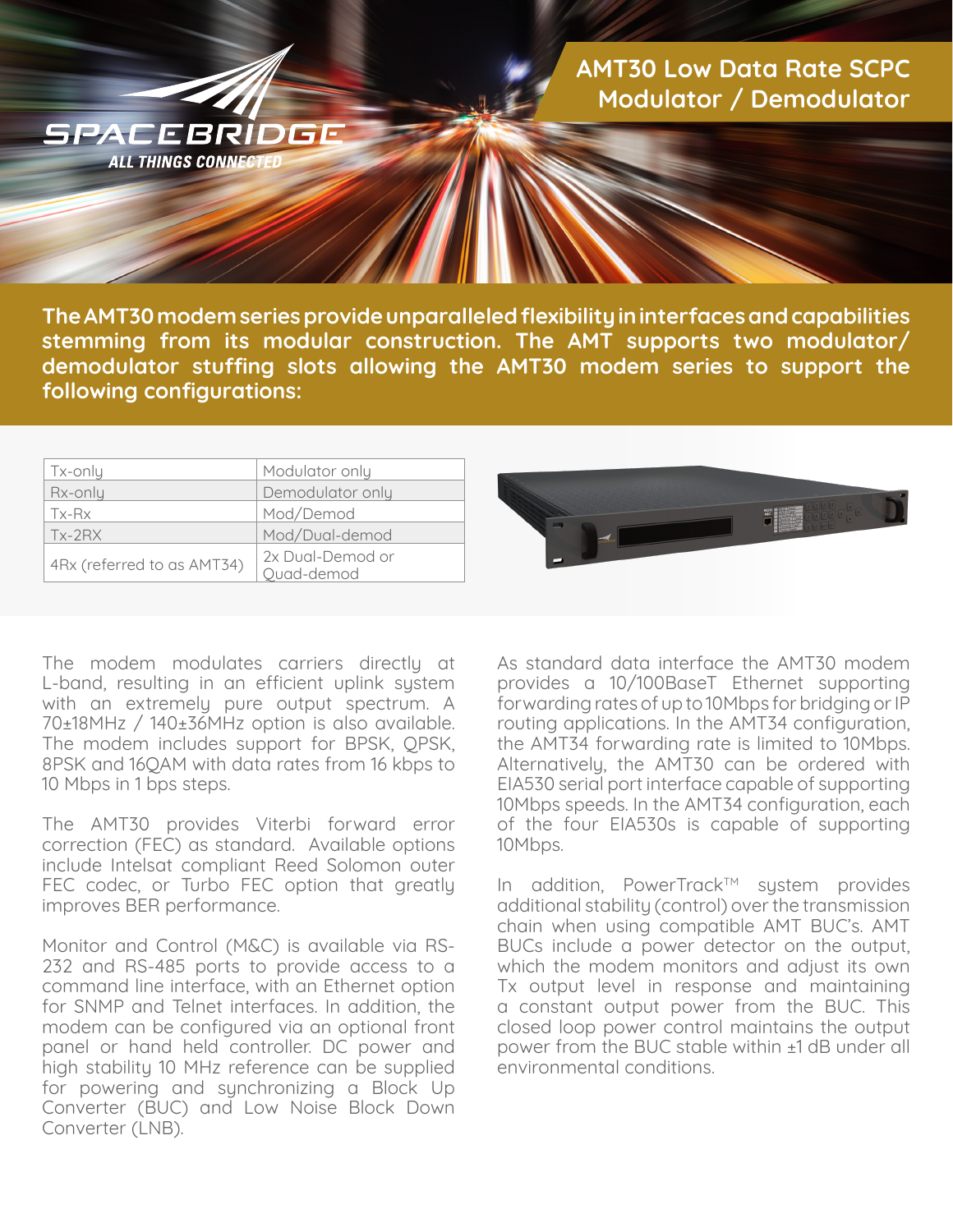SPACEBRIDGE
ALL THINGS CONNECTED

# AMT30 Low Data Rate SCPC Modulator / Demodulator

**The AMT30 modem series provide unparalleled flexibility in interfaces and capabilities stemming from its modular construction. The AMT supports two modulator/demodulator stuffing slots allowing the AMT30 modem series to support the following configurations:**

| Tx-only | Modulator only |
|---|---|
| Rx-only | Demodulator only |
| Tx-Rx | Mod/Demod |
| Tx-2RX | Mod/Dual-demod |
| 4Rx (referred to as AMT34) | 2x Dual-Demod or Quad-demod |

The modem modulates carriers directly at L-band, resulting in an efficient uplink system with an extremely pure output spectrum. A 70±18MHz / 140±36MHz option is also available. The modem includes support for BPSK, QPSK, 8PSK and 16QAM with data rates from 16 kbps to 10 Mbps in 1 bps steps.

The AMT30 provides Viterbi forward error correction (FEC) as standard. Available options include Intelsat compliant Reed Solomon outer FEC codec, or Turbo FEC option that greatly improves BER performance.

Monitor and Control (M&C) is available via RS-232 and RS-485 ports to provide access to a command line interface, with an Ethernet option for SNMP and Telnet interfaces. In addition, the modem can be configured via an optional front panel or hand held controller. DC power and high stability 10 MHz reference can be supplied for powering and synchronizing a Block Up Converter (BUC) and Low Noise Block Down Converter (LNB).

As standard data interface the AMT30 modem provides a 10/100BaseT Ethernet supporting forwarding rates of up to 10Mbps for bridging or IP routing applications. In the AMT34 configuration, the AMT34 forwarding rate is limited to 10Mbps. Alternatively, the AMT30 can be ordered with EIA530 serial port interface capable of supporting 10Mbps speeds. In the AMT34 configuration, each of the four EIA530s is capable of supporting 10Mbps.

In addition, PowerTrack™ system provides additional stability (control) over the transmission chain when using compatible AMT BUC's. AMT BUCs include a power detector on the output, which the modem monitors and adjust its own Tx output level in response and maintaining a constant output power from the BUC. This closed loop power control maintains the output power from the BUC stable within ±1 dB under all environmental conditions.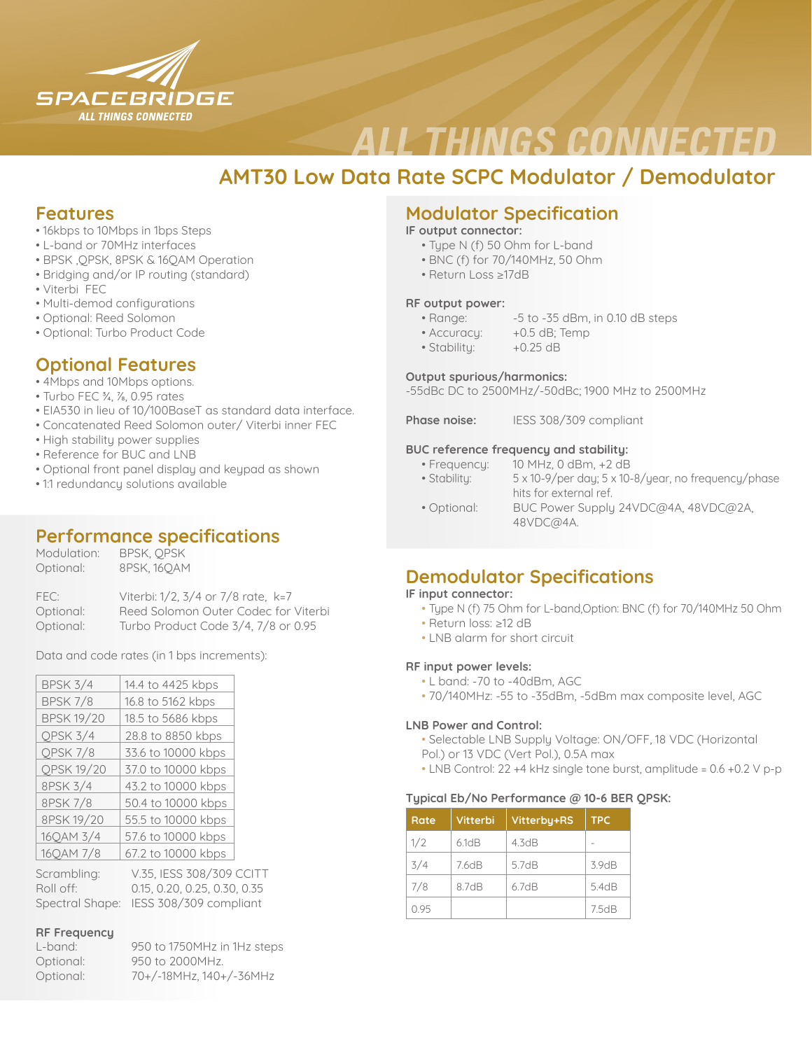# AMT30 Low Data Rate SCPC Modulator / Demodulator

## Features

- 16kbps to 10Mbps in 1bps Steps
- L-band or 70MHz interfaces
- BPSK ,QPSK, 8PSK & 16QAM Operation
- Bridging and/or IP routing (standard)
- Viterbi FEC
- Multi-demod configurations
- Optional: Reed Solomon
- Optional: Turbo Product Code

## Optional Features

- 4Mbps and 10Mbps options.
- Turbo FEC ¾, ⅞, 0.95 rates
- EIA530 in lieu of 10/100BaseT as standard data interface.
- Concatenated Reed Solomon outer/ Viterbi inner FEC
- High stability power supplies
- Reference for BUC and LNB
- Optional front panel display and keypad as shown
- 1:1 redundancy solutions available

## Performance specifications

Modulation: BPSK, QPSK
Optional: 8PSK, 16QAM

FEC: Viterbi: 1/2, 3/4 or 7/8 rate, k=7
Optional: Reed Solomon Outer Codec for Viterbi
Optional: Turbo Product Code 3/4, 7/8 or 0.95

Data and code rates (in 1 bps increments):

| | |
|---|---|
| BPSK 3/4 | 14.4 to 4425 kbps |
| BPSK 7/8 | 16.8 to 5162 kbps |
| BPSK 19/20 | 18.5 to 5686 kbps |
| QPSK 3/4 | 28.8 to 8850 kbps |
| QPSK 7/8 | 33.6 to 10000 kbps |
| QPSK 19/20 | 37.0 to 10000 kbps |
| 8PSK 3/4 | 43.2 to 10000 kbps |
| 8PSK 7/8 | 50.4 to 10000 kbps |
| 8PSK 19/20 | 55.5 to 10000 kbps |
| 16QAM 3/4 | 57.6 to 10000 kbps |
| 16QAM 7/8 | 67.2 to 10000 kbps |

Scrambling: V.35, IESS 308/309 CCITT
Roll off: 0.15, 0.20, 0.25, 0.30, 0.35
Spectral Shape: IESS 308/309 compliant

### RF Frequency

L-band: 950 to 1750MHz in 1Hz steps
Optional: 950 to 2000MHz.
Optional: 70+/-18MHz, 140+/-36MHz

## Modulator Specification

**IF output connector:**

- Type N (f) 50 Ohm for L-band
- BNC (f) for 70/140MHz, 50 Ohm
- Return Loss ≥17dB

**RF output power:**

- Range: -5 to -35 dBm, in 0.10 dB steps
- Accuracy: +0.5 dB; Temp
- Stability: +0.25 dB

**Output spurious/harmonics:**
-55dBc DC to 2500MHz/-50dBc; 1900 MHz to 2500MHz

**Phase noise:** IESS 308/309 compliant

**BUC reference frequency and stability:**

- Frequency: 10 MHz, 0 dBm, +2 dB
- Stability: 5 x 10-9/per day; 5 x 10-8/year, no frequency/phase hits for external ref.
- Optional: BUC Power Supply 24VDC@4A, 48VDC@2A, 48VDC@4A.

## Demodulator Specifications

**IF input connector:**

- Type N (f) 75 Ohm for L-band,Option: BNC (f) for 70/140MHz 50 Ohm
- Return loss: ≥12 dB
- LNB alarm for short circuit

**RF input power levels:**

- L band: -70 to -40dBm, AGC
- 70/140MHz: -55 to -35dBm, -5dBm max composite level, AGC

**LNB Power and Control:**

- Selectable LNB Supply Voltage: ON/OFF, 18 VDC (Horizontal Pol.) or 13 VDC (Vert Pol.), 0.5A max
- LNB Control: 22 +4 kHz single tone burst, amplitude = 0.6 +0.2 V p-p

**Typical Eb/No Performance @ 10-6 BER QPSK:**

| Rate | Viterbi | Vitterby+RS | TPC |
|---|---|---|---|
| 1/2 | 6.1dB | 4.3dB | - |
| 3/4 | 7.6dB | 5.7dB | 3.9dB |
| 7/8 | 8.7dB | 6.7dB | 5.4dB |
| 0.95 | | | 7.5dB |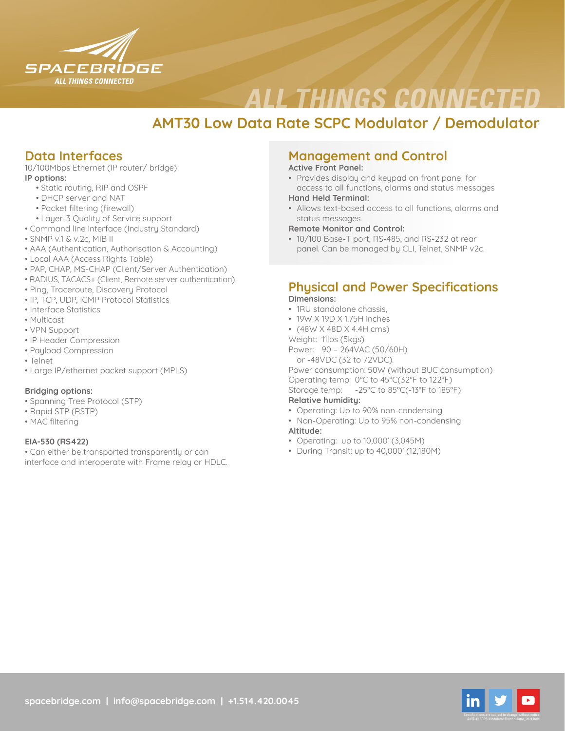# AMT30 Low Data Rate SCPC Modulator / Demodulator

## Data Interfaces

10/100Mbps Ethernet (IP router/ bridge)

**IP options:**

- Static routing, RIP and OSPF
- DHCP server and NAT
- Packet filtering (firewall)
- Layer-3 Quality of Service support

- Command line interface (Industry Standard)
- SNMP v.1 & v.2c, MIB II
- AAA (Authentication, Authorisation & Accounting)
- Local AAA (Access Rights Table)
- PAP, CHAP, MS-CHAP (Client/Server Authentication)
- RADIUS, TACACS+ (Client, Remote server authentication)
- Ping, Traceroute, Discovery Protocol
- IP, TCP, UDP, ICMP Protocol Statistics
- Interface Statistics
- Multicast
- VPN Support
- IP Header Compression
- Payload Compression
- Telnet
- Large IP/ethernet packet support (MPLS)

**Bridging options:**

- Spanning Tree Protocol (STP)
- Rapid STP (RSTP)
- MAC filtering

**EIA-530 (RS422)**

- Can either be transported transparently or can interface and interoperate with Frame relay or HDLC.

## Management and Control

**Active Front Panel:**

- Provides display and keypad on front panel for access to all functions, alarms and status messages

**Hand Held Terminal:**

- Allows text-based access to all functions, alarms and status messages

**Remote Monitor and Control:**

- 10/100 Base-T port, RS-485, and RS-232 at rear panel. Can be managed by CLI, Telnet, SNMP v2c.

## Physical and Power Specifications

**Dimensions:**

- 1RU standalone chassis,
- 19W X 19D X 1.75H inches
- (48W X 48D X 4.4H cms)

Weight: 11lbs (5kgs)

Power: 90 – 264VAC (50/60H)
or -48VDC (32 to 72VDC).

Power consumption: 50W (without BUC consumption)

Operating temp: 0°C to 45°C(32°F to 122°F)

Storage temp: -25°C to 85°C(-13°F to 185°F)

**Relative humidity:**

- Operating: Up to 90% non-condensing
- Non-Operating: Up to 95% non-condensing

**Altitude:**

- Operating: up to 10,000' (3,045M)
- During Transit: up to 40,000' (12,180M)

spacebridge.com | info@spacebridge.com | +1.514.420.0045

Specifications are subject to change without notice
AMT-30 SCPC Modulator-Demodulator_2021.indd